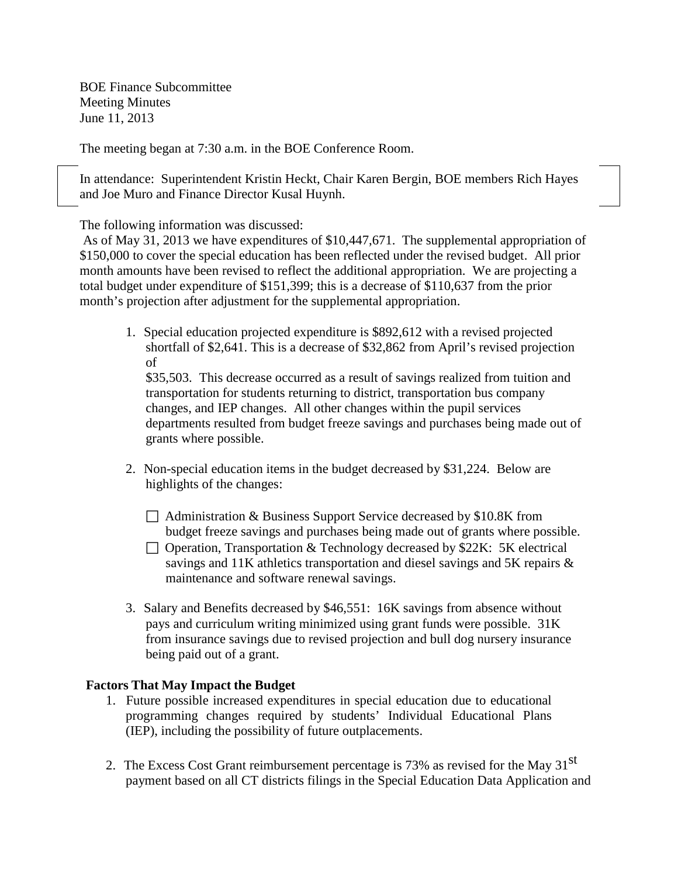BOE Finance Subcommittee
Meeting Minutes
June 11, 2013

The meeting began at 7:30 a.m. in the BOE Conference Room.

In attendance: Superintendent Kristin Heckt, Chair Karen Bergin, BOE members Rich Hayes and Joe Muro and Finance Director Kusal Huynh.

The following information was discussed:

As of May 31, 2013 we have expenditures of $10,447,671. The supplemental appropriation of $150,000 to cover the special education has been reflected under the revised budget. All prior month amounts have been revised to reflect the additional appropriation. We are projecting a total budget under expenditure of $151,399; this is a decrease of $110,637 from the prior month's projection after adjustment for the supplemental appropriation.

1. Special education projected expenditure is $892,612 with a revised projected shortfall of $2,641. This is a decrease of $32,862 from April's revised projection of $35,503. This decrease occurred as a result of savings realized from tuition and transportation for students returning to district, transportation bus company changes, and IEP changes. All other changes within the pupil services departments resulted from budget freeze savings and purchases being made out of grants where possible.

2. Non-special education items in the budget decreased by $31,224. Below are highlights of the changes:

   - Administration & Business Support Service decreased by $10.8K from budget freeze savings and purchases being made out of grants where possible.
   - Operation, Transportation & Technology decreased by $22K: 5K electrical savings and 11K athletics transportation and diesel savings and 5K repairs & maintenance and software renewal savings.

3. Salary and Benefits decreased by $46,551: 16K savings from absence without pays and curriculum writing minimized using grant funds were possible. 31K from insurance savings due to revised projection and bull dog nursery insurance being paid out of a grant.

**Factors That May Impact the Budget**

1. Future possible increased expenditures in special education due to educational programming changes required by students' Individual Educational Plans (IEP), including the possibility of future outplacements.

2. The Excess Cost Grant reimbursement percentage is 73% as revised for the May 31st payment based on all CT districts filings in the Special Education Data Application and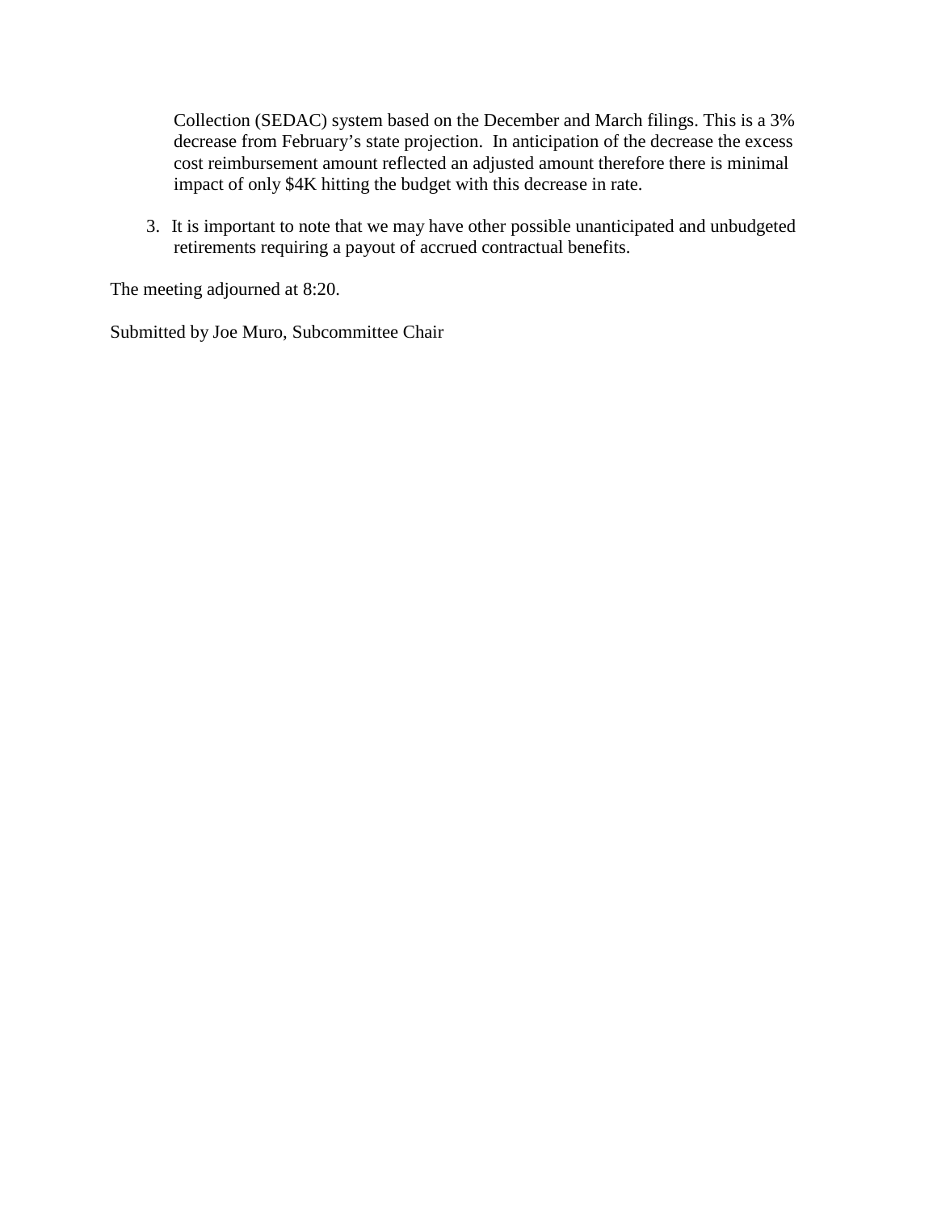Collection (SEDAC) system based on the December and March filings. This is a 3% decrease from February's state projection. In anticipation of the decrease the excess cost reimbursement amount reflected an adjusted amount therefore there is minimal impact of only $4K hitting the budget with this decrease in rate.

3. It is important to note that we may have other possible unanticipated and unbudgeted retirements requiring a payout of accrued contractual benefits.

The meeting adjourned at 8:20.

Submitted by Joe Muro, Subcommittee Chair